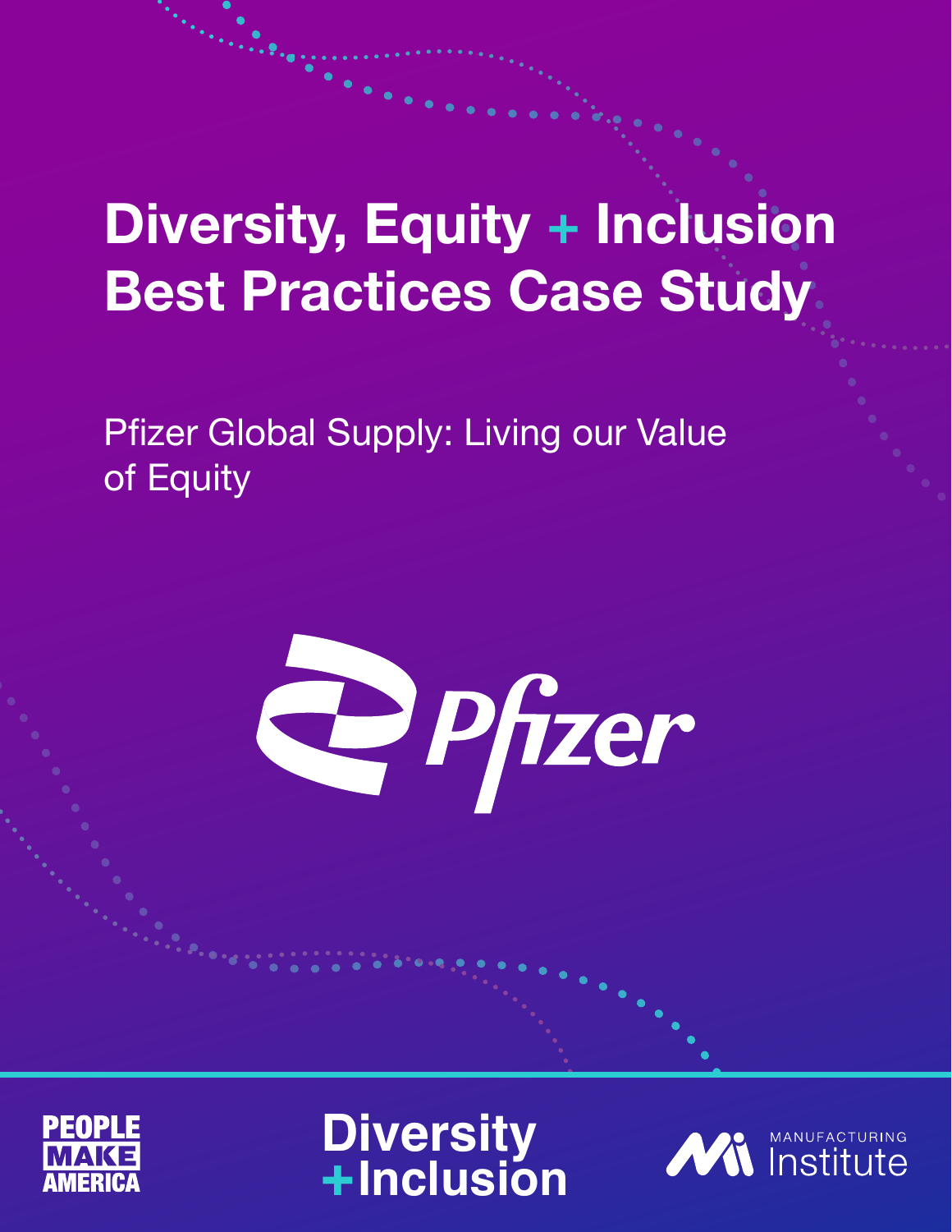# Diversity, Equity + Inclusion Best Practices Case Study

Pfizer Global Supply: Living our Value of Equity

Pfizer

PEOPLE MAKE AMERICA

Diversity + Inclusion

MANUFACTURING Institute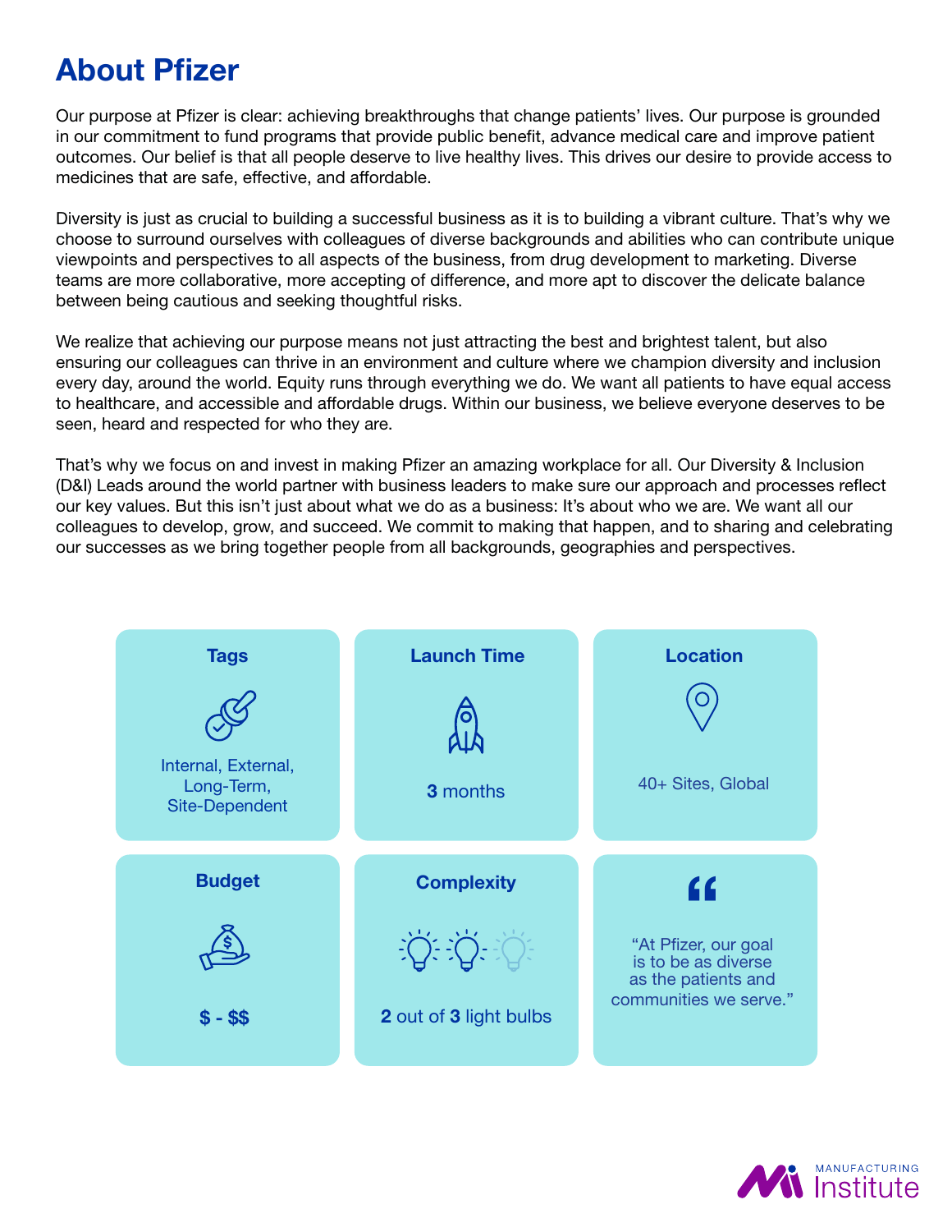# About Pfizer

Our purpose at Pfizer is clear: achieving breakthroughs that change patients' lives. Our purpose is grounded in our commitment to fund programs that provide public benefit, advance medical care and improve patient outcomes. Our belief is that all people deserve to live healthy lives. This drives our desire to provide access to medicines that are safe, effective, and affordable.

Diversity is just as crucial to building a successful business as it is to building a vibrant culture. That's why we choose to surround ourselves with colleagues of diverse backgrounds and abilities who can contribute unique viewpoints and perspectives to all aspects of the business, from drug development to marketing. Diverse teams are more collaborative, more accepting of difference, and more apt to discover the delicate balance between being cautious and seeking thoughtful risks.

We realize that achieving our purpose means not just attracting the best and brightest talent, but also ensuring our colleagues can thrive in an environment and culture where we champion diversity and inclusion every day, around the world. Equity runs through everything we do. We want all patients to have equal access to healthcare, and accessible and affordable drugs. Within our business, we believe everyone deserves to be seen, heard and respected for who they are.

That's why we focus on and invest in making Pfizer an amazing workplace for all. Our Diversity & Inclusion (D&I) Leads around the world partner with business leaders to make sure our approach and processes reflect our key values. But this isn't just about what we do as a business: It's about who we are. We want all our colleagues to develop, grow, and succeed. We commit to making that happen, and to sharing and celebrating our successes as we bring together people from all backgrounds, geographies and perspectives.

**Tags**

Internal, External, Long-Term, Site-Dependent

**Launch Time**

**3** months

**Location**

40+ Sites, Global

**Budget**

**$ - $$**

**Complexity**

**2** out of **3** light bulbs

"At Pfizer, our goal is to be as diverse as the patients and communities we serve."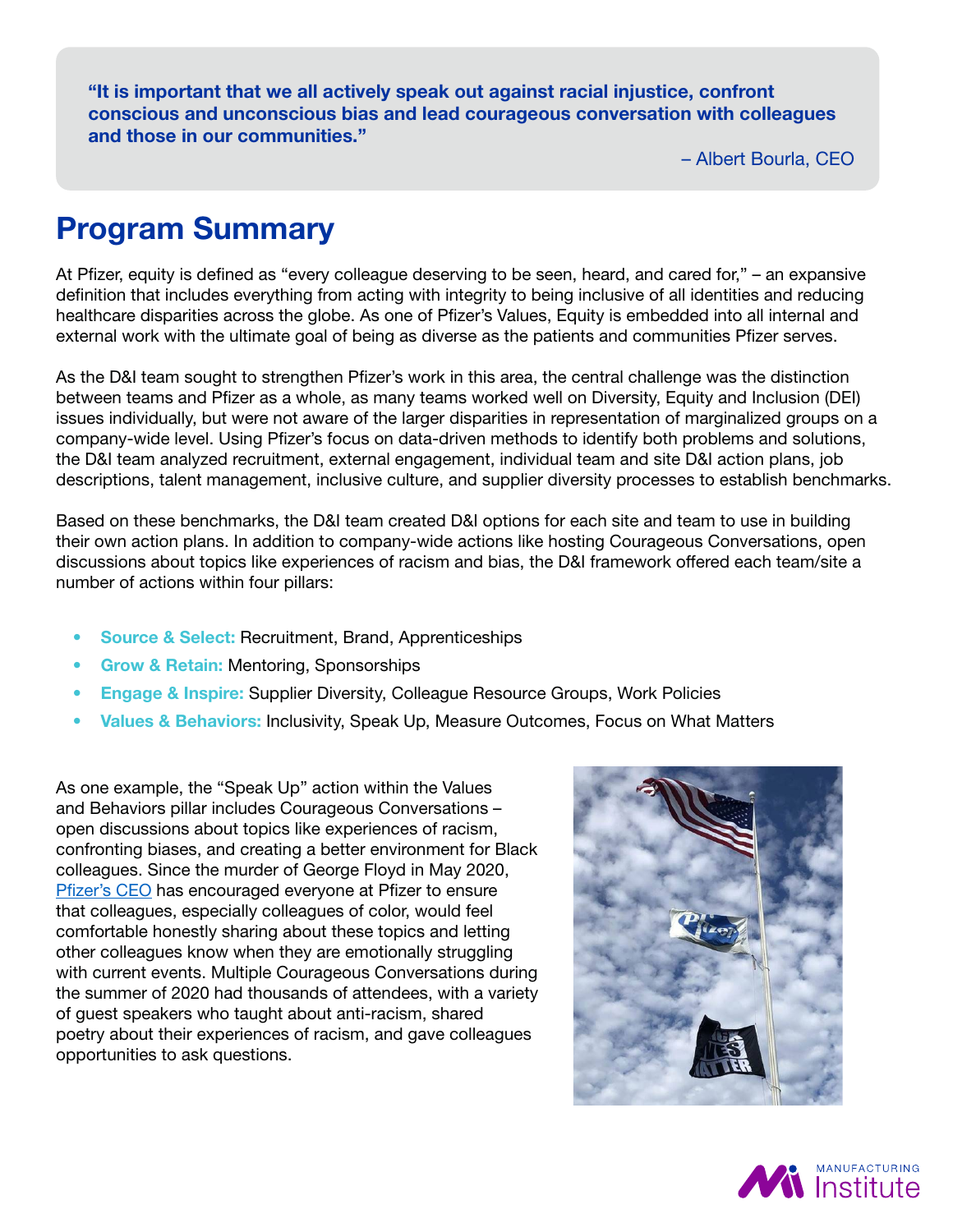> **"It is important that we all actively speak out against racial injustice, confront conscious and unconscious bias and lead courageous conversation with colleagues and those in our communities."**
>
> – Albert Bourla, CEO

## Program Summary

At Pfizer, equity is defined as "every colleague deserving to be seen, heard, and cared for," – an expansive definition that includes everything from acting with integrity to being inclusive of all identities and reducing healthcare disparities across the globe. As one of Pfizer's Values, Equity is embedded into all internal and external work with the ultimate goal of being as diverse as the patients and communities Pfizer serves.

As the D&I team sought to strengthen Pfizer's work in this area, the central challenge was the distinction between teams and Pfizer as a whole, as many teams worked well on Diversity, Equity and Inclusion (DEI) issues individually, but were not aware of the larger disparities in representation of marginalized groups on a company-wide level. Using Pfizer's focus on data-driven methods to identify both problems and solutions, the D&I team analyzed recruitment, external engagement, individual team and site D&I action plans, job descriptions, talent management, inclusive culture, and supplier diversity processes to establish benchmarks.

Based on these benchmarks, the D&I team created D&I options for each site and team to use in building their own action plans. In addition to company-wide actions like hosting Courageous Conversations, open discussions about topics like experiences of racism and bias, the D&I framework offered each team/site a number of actions within four pillars:

- **Source & Select:** Recruitment, Brand, Apprenticeships
- **Grow & Retain:** Mentoring, Sponsorships
- **Engage & Inspire:** Supplier Diversity, Colleague Resource Groups, Work Policies
- **Values & Behaviors:** Inclusivity, Speak Up, Measure Outcomes, Focus on What Matters

As one example, the "Speak Up" action within the Values and Behaviors pillar includes Courageous Conversations – open discussions about topics like experiences of racism, confronting biases, and creating a better environment for Black colleagues. Since the murder of George Floyd in May 2020, Pfizer's CEO has encouraged everyone at Pfizer to ensure that colleagues, especially colleagues of color, would feel comfortable honestly sharing about these topics and letting other colleagues know when they are emotionally struggling with current events. Multiple Courageous Conversations during the summer of 2020 had thousands of attendees, with a variety of guest speakers who taught about anti-racism, shared poetry about their experiences of racism, and gave colleagues opportunities to ask questions.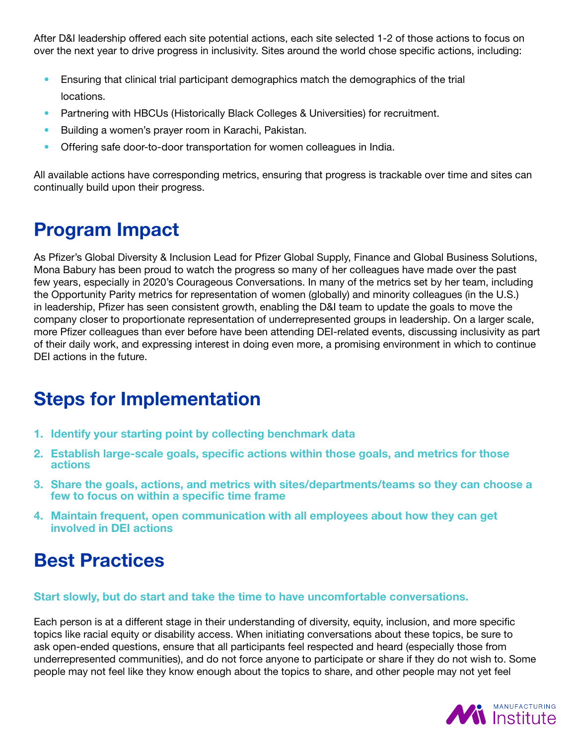After D&I leadership offered each site potential actions, each site selected 1-2 of those actions to focus on over the next year to drive progress in inclusivity. Sites around the world chose specific actions, including:

- Ensuring that clinical trial participant demographics match the demographics of the trial locations.
- Partnering with HBCUs (Historically Black Colleges & Universities) for recruitment.
- Building a women's prayer room in Karachi, Pakistan.
- Offering safe door-to-door transportation for women colleagues in India.

All available actions have corresponding metrics, ensuring that progress is trackable over time and sites can continually build upon their progress.

## Program Impact

As Pfizer's Global Diversity & Inclusion Lead for Pfizer Global Supply, Finance and Global Business Solutions, Mona Babury has been proud to watch the progress so many of her colleagues have made over the past few years, especially in 2020's Courageous Conversations. In many of the metrics set by her team, including the Opportunity Parity metrics for representation of women (globally) and minority colleagues (in the U.S.) in leadership, Pfizer has seen consistent growth, enabling the D&I team to update the goals to move the company closer to proportionate representation of underrepresented groups in leadership. On a larger scale, more Pfizer colleagues than ever before have been attending DEI-related events, discussing inclusivity as part of their daily work, and expressing interest in doing even more, a promising environment in which to continue DEI actions in the future.

## Steps for Implementation

1. **Identify your starting point by collecting benchmark data**
2. **Establish large-scale goals, specific actions within those goals, and metrics for those actions**
3. **Share the goals, actions, and metrics with sites/departments/teams so they can choose a few to focus on within a specific time frame**
4. **Maintain frequent, open communication with all employees about how they can get involved in DEI actions**

## Best Practices

### Start slowly, but do start and take the time to have uncomfortable conversations.

Each person is at a different stage in their understanding of diversity, equity, inclusion, and more specific topics like racial equity or disability access. When initiating conversations about these topics, be sure to ask open-ended questions, ensure that all participants feel respected and heard (especially those from underrepresented communities), and do not force anyone to participate or share if they do not wish to. Some people may not feel like they know enough about the topics to share, and other people may not yet feel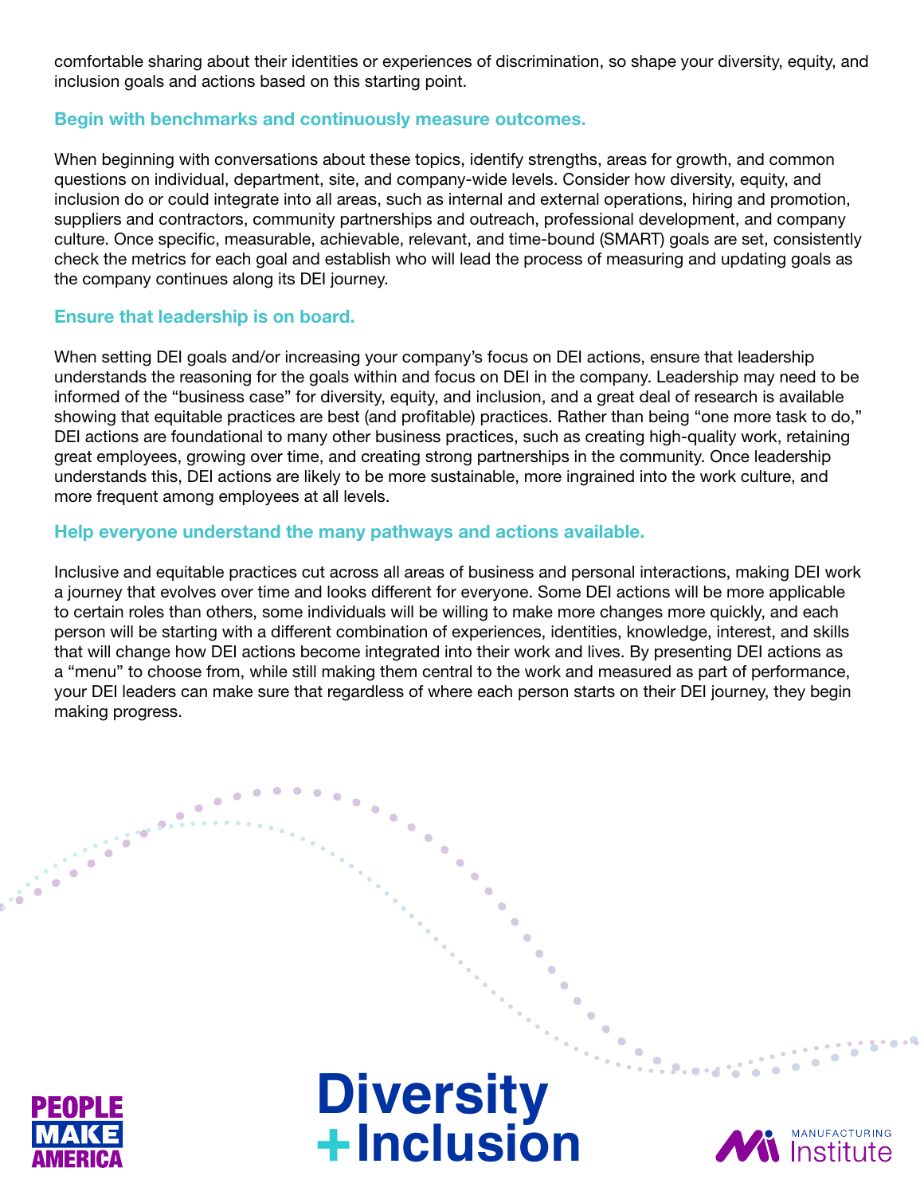comfortable sharing about their identities or experiences of discrimination, so shape your diversity, equity, and inclusion goals and actions based on this starting point.

### Begin with benchmarks and continuously measure outcomes.

When beginning with conversations about these topics, identify strengths, areas for growth, and common questions on individual, department, site, and company-wide levels. Consider how diversity, equity, and inclusion do or could integrate into all areas, such as internal and external operations, hiring and promotion, suppliers and contractors, community partnerships and outreach, professional development, and company culture. Once specific, measurable, achievable, relevant, and time-bound (SMART) goals are set, consistently check the metrics for each goal and establish who will lead the process of measuring and updating goals as the company continues along its DEI journey.

### Ensure that leadership is on board.

When setting DEI goals and/or increasing your company's focus on DEI actions, ensure that leadership understands the reasoning for the goals within and focus on DEI in the company. Leadership may need to be informed of the "business case" for diversity, equity, and inclusion, and a great deal of research is available showing that equitable practices are best (and profitable) practices. Rather than being "one more task to do," DEI actions are foundational to many other business practices, such as creating high-quality work, retaining great employees, growing over time, and creating strong partnerships in the community. Once leadership understands this, DEI actions are likely to be more sustainable, more ingrained into the work culture, and more frequent among employees at all levels.

### Help everyone understand the many pathways and actions available.

Inclusive and equitable practices cut across all areas of business and personal interactions, making DEI work a journey that evolves over time and looks different for everyone. Some DEI actions will be more applicable to certain roles than others, some individuals will be willing to make more changes more quickly, and each person will be starting with a different combination of experiences, identities, knowledge, interest, and skills that will change how DEI actions become integrated into their work and lives. By presenting DEI actions as a "menu" to choose from, while still making them central to the work and measured as part of performance, your DEI leaders can make sure that regardless of where each person starts on their DEI journey, they begin making progress.

PEOPLE MAKE AMERICA

Diversity + Inclusion

Manufacturing Institute